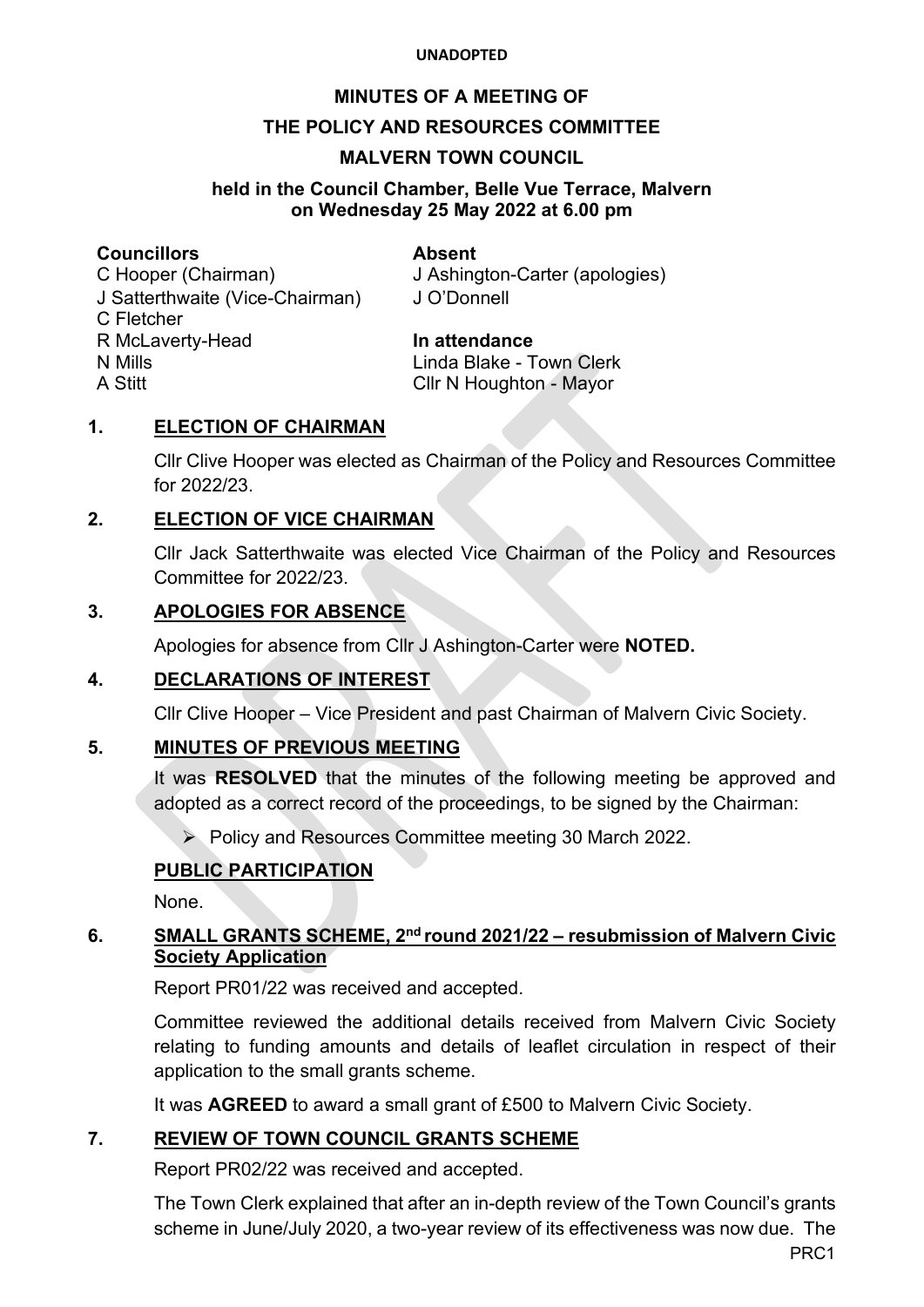UNADOPTED

# MINUTES OF A MEETING OF
# THE POLICY AND RESOURCES COMMITTEE
# MALVERN TOWN COUNCIL

**held in the Council Chamber, Belle Vue Terrace, Malvern on Wednesday 25 May 2022 at 6.00 pm**

**Councillors**
C Hooper (Chairman)
J Satterthwaite (Vice-Chairman)
C Fletcher
R McLaverty-Head
N Mills
A Stitt

**Absent**
J Ashington-Carter (apologies)
J O'Donnell

**In attendance**
Linda Blake - Town Clerk
Cllr N Houghton - Mayor

## 1. ELECTION OF CHAIRMAN

Cllr Clive Hooper was elected as Chairman of the Policy and Resources Committee for 2022/23.

## 2. ELECTION OF VICE CHAIRMAN

Cllr Jack Satterthwaite was elected Vice Chairman of the Policy and Resources Committee for 2022/23.

## 3. APOLOGIES FOR ABSENCE

Apologies for absence from Cllr J Ashington-Carter were **NOTED.**

## 4. DECLARATIONS OF INTEREST

Cllr Clive Hooper – Vice President and past Chairman of Malvern Civic Society.

## 5. MINUTES OF PREVIOUS MEETING

It was **RESOLVED** that the minutes of the following meeting be approved and adopted as a correct record of the proceedings, to be signed by the Chairman:

- Policy and Resources Committee meeting 30 March 2022.

## PUBLIC PARTICIPATION

None.

## 6. SMALL GRANTS SCHEME, 2nd round 2021/22 – resubmission of Malvern Civic Society Application

Report PR01/22 was received and accepted.

Committee reviewed the additional details received from Malvern Civic Society relating to funding amounts and details of leaflet circulation in respect of their application to the small grants scheme.

It was **AGREED** to award a small grant of £500 to Malvern Civic Society.

## 7. REVIEW OF TOWN COUNCIL GRANTS SCHEME

Report PR02/22 was received and accepted.

The Town Clerk explained that after an in-depth review of the Town Council's grants scheme in June/July 2020, a two-year review of its effectiveness was now due. The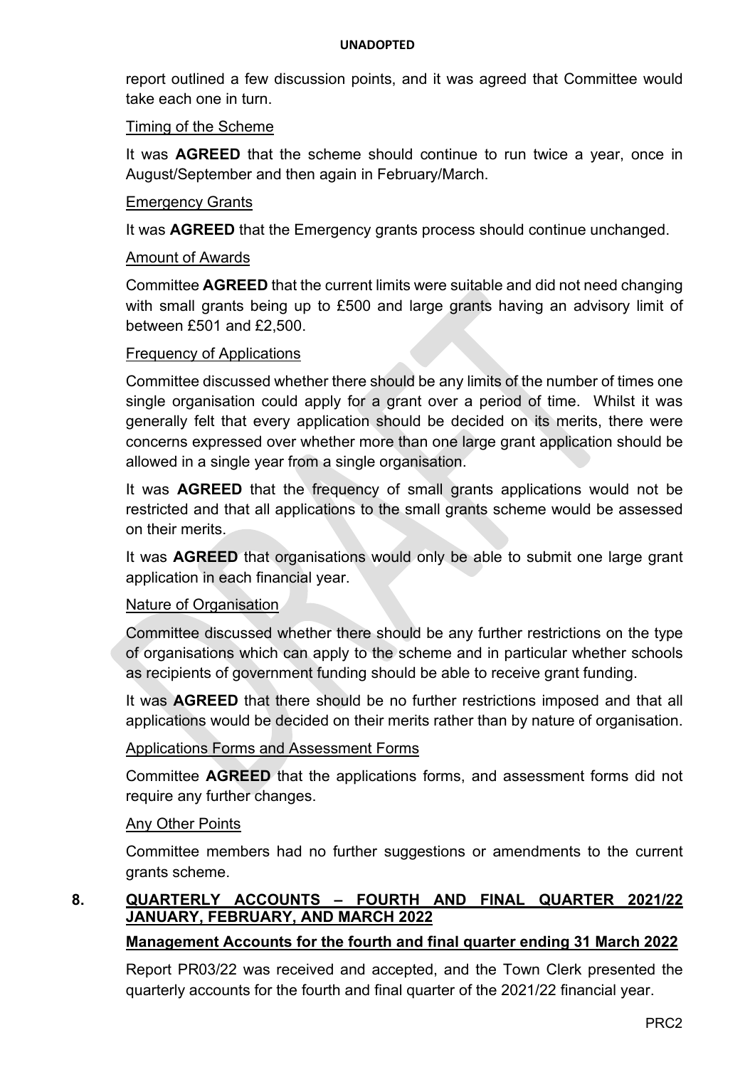report outlined a few discussion points, and it was agreed that Committee would take each one in turn.

Timing of the Scheme

It was **AGREED** that the scheme should continue to run twice a year, once in August/September and then again in February/March.

Emergency Grants

It was **AGREED** that the Emergency grants process should continue unchanged.

Amount of Awards

Committee **AGREED** that the current limits were suitable and did not need changing with small grants being up to £500 and large grants having an advisory limit of between £501 and £2,500.

Frequency of Applications

Committee discussed whether there should be any limits of the number of times one single organisation could apply for a grant over a period of time. Whilst it was generally felt that every application should be decided on its merits, there were concerns expressed over whether more than one large grant application should be allowed in a single year from a single organisation.

It was **AGREED** that the frequency of small grants applications would not be restricted and that all applications to the small grants scheme would be assessed on their merits.

It was **AGREED** that organisations would only be able to submit one large grant application in each financial year.

Nature of Organisation

Committee discussed whether there should be any further restrictions on the type of organisations which can apply to the scheme and in particular whether schools as recipients of government funding should be able to receive grant funding.

It was **AGREED** that there should be no further restrictions imposed and that all applications would be decided on their merits rather than by nature of organisation.

Applications Forms and Assessment Forms

Committee **AGREED** that the applications forms, and assessment forms did not require any further changes.

Any Other Points

Committee members had no further suggestions or amendments to the current grants scheme.

## 8. QUARTERLY ACCOUNTS – FOURTH AND FINAL QUARTER 2021/22 JANUARY, FEBRUARY, AND MARCH 2022

**Management Accounts for the fourth and final quarter ending 31 March 2022**

Report PR03/22 was received and accepted, and the Town Clerk presented the quarterly accounts for the fourth and final quarter of the 2021/22 financial year.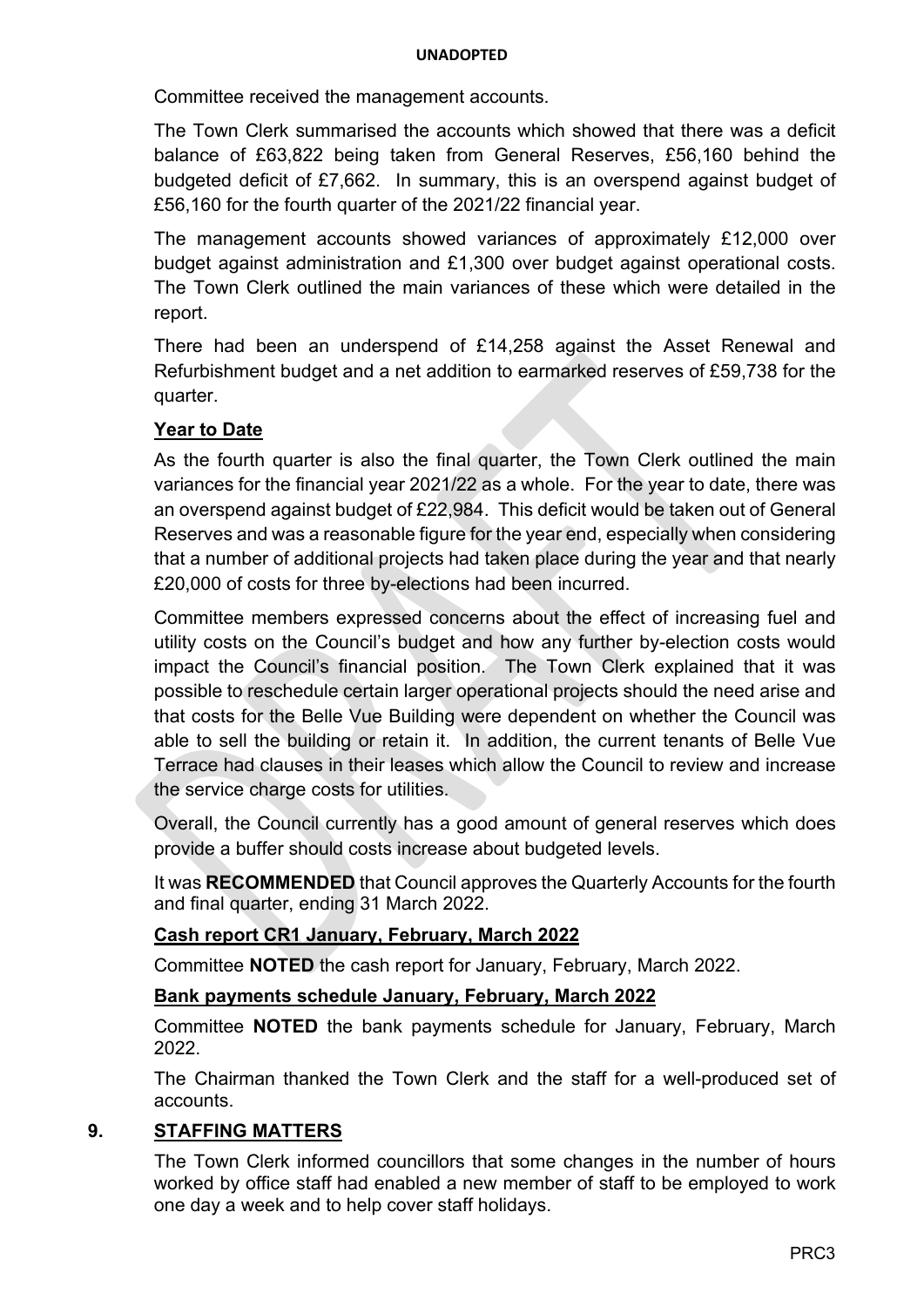Committee received the management accounts.

The Town Clerk summarised the accounts which showed that there was a deficit balance of £63,822 being taken from General Reserves, £56,160 behind the budgeted deficit of £7,662. In summary, this is an overspend against budget of £56,160 for the fourth quarter of the 2021/22 financial year.

The management accounts showed variances of approximately £12,000 over budget against administration and £1,300 over budget against operational costs. The Town Clerk outlined the main variances of these which were detailed in the report.

There had been an underspend of £14,258 against the Asset Renewal and Refurbishment budget and a net addition to earmarked reserves of £59,738 for the quarter.

**Year to Date**

As the fourth quarter is also the final quarter, the Town Clerk outlined the main variances for the financial year 2021/22 as a whole. For the year to date, there was an overspend against budget of £22,984. This deficit would be taken out of General Reserves and was a reasonable figure for the year end, especially when considering that a number of additional projects had taken place during the year and that nearly £20,000 of costs for three by-elections had been incurred.

Committee members expressed concerns about the effect of increasing fuel and utility costs on the Council's budget and how any further by-election costs would impact the Council's financial position. The Town Clerk explained that it was possible to reschedule certain larger operational projects should the need arise and that costs for the Belle Vue Building were dependent on whether the Council was able to sell the building or retain it. In addition, the current tenants of Belle Vue Terrace had clauses in their leases which allow the Council to review and increase the service charge costs for utilities.

Overall, the Council currently has a good amount of general reserves which does provide a buffer should costs increase about budgeted levels.

It was **RECOMMENDED** that Council approves the Quarterly Accounts for the fourth and final quarter, ending 31 March 2022.

**Cash report CR1 January, February, March 2022**

Committee **NOTED** the cash report for January, February, March 2022.

**Bank payments schedule January, February, March 2022**

Committee **NOTED** the bank payments schedule for January, February, March 2022.

The Chairman thanked the Town Clerk and the staff for a well-produced set of accounts.

## 9. STAFFING MATTERS

The Town Clerk informed councillors that some changes in the number of hours worked by office staff had enabled a new member of staff to be employed to work one day a week and to help cover staff holidays.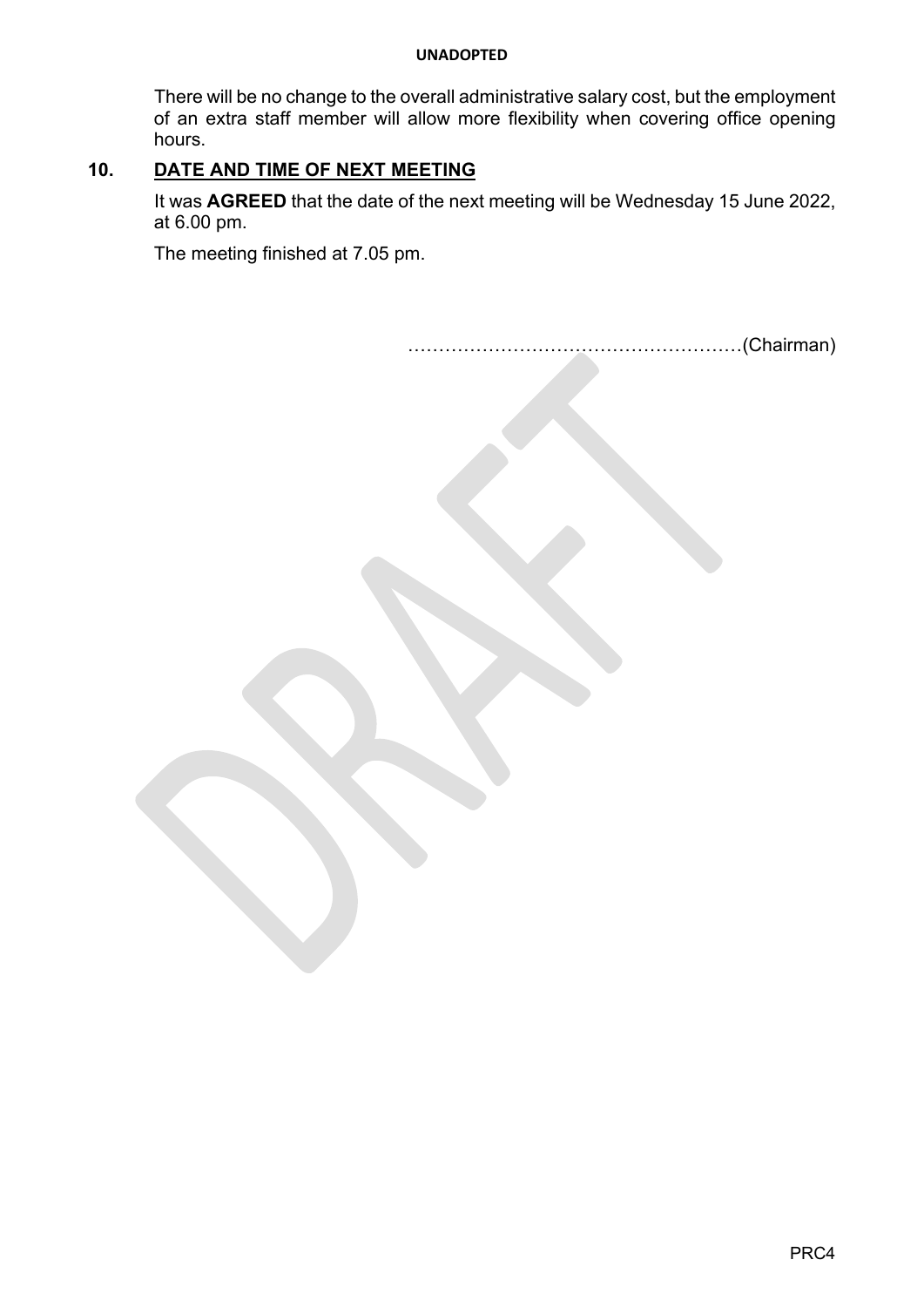There will be no change to the overall administrative salary cost, but the employment of an extra staff member will allow more flexibility when covering office opening hours.

## 10. DATE AND TIME OF NEXT MEETING

It was **AGREED** that the date of the next meeting will be Wednesday 15 June 2022, at 6.00 pm.

The meeting finished at 7.05 pm.

………………………………………………(Chairman)